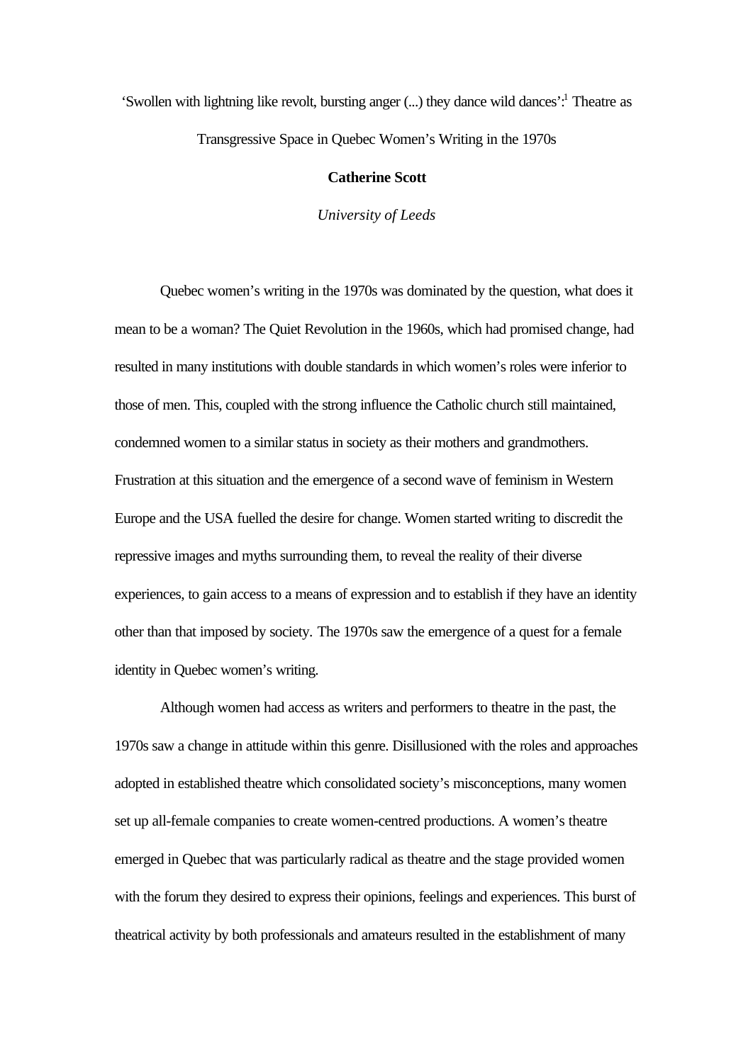# 'Swollen with lightning like revolt, bursting anger (...) they dance wild dances':[1] Theatre as Transgressive Space in Quebec Women's Writing in the 1970s

**Catherine Scott**

*University of Leeds*

Quebec women's writing in the 1970s was dominated by the question, what does it mean to be a woman? The Quiet Revolution in the 1960s, which had promised change, had resulted in many institutions with double standards in which women's roles were inferior to those of men. This, coupled with the strong influence the Catholic church still maintained, condemned women to a similar status in society as their mothers and grandmothers. Frustration at this situation and the emergence of a second wave of feminism in Western Europe and the USA fuelled the desire for change. Women started writing to discredit the repressive images and myths surrounding them, to reveal the reality of their diverse experiences, to gain access to a means of expression and to establish if they have an identity other than that imposed by society. The 1970s saw the emergence of a quest for a female identity in Quebec women's writing.

Although women had access as writers and performers to theatre in the past, the 1970s saw a change in attitude within this genre. Disillusioned with the roles and approaches adopted in established theatre which consolidated society's misconceptions, many women set up all-female companies to create women-centred productions. A women's theatre emerged in Quebec that was particularly radical as theatre and the stage provided women with the forum they desired to express their opinions, feelings and experiences. This burst of theatrical activity by both professionals and amateurs resulted in the establishment of many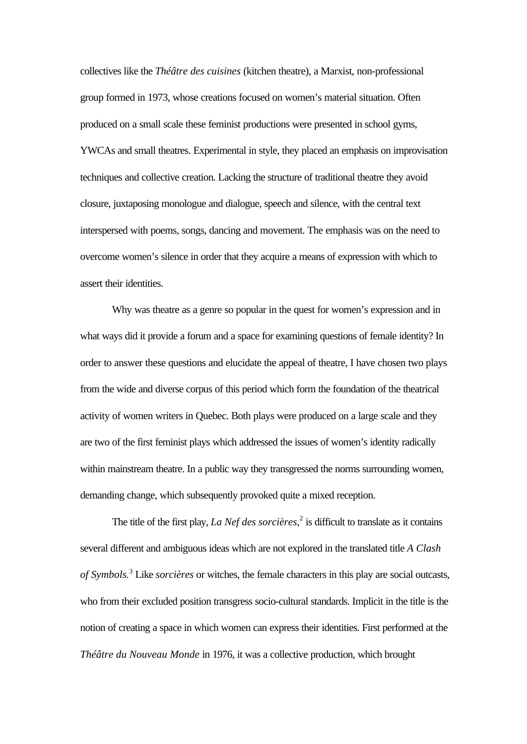collectives like the *Théâtre des cuisines* (kitchen theatre), a Marxist, non-professional group formed in 1973, whose creations focused on women's material situation. Often produced on a small scale these feminist productions were presented in school gyms, YWCAs and small theatres. Experimental in style, they placed an emphasis on improvisation techniques and collective creation. Lacking the structure of traditional theatre they avoid closure, juxtaposing monologue and dialogue, speech and silence, with the central text interspersed with poems, songs, dancing and movement. The emphasis was on the need to overcome women's silence in order that they acquire a means of expression with which to assert their identities.

Why was theatre as a genre so popular in the quest for women's expression and in what ways did it provide a forum and a space for examining questions of female identity? In order to answer these questions and elucidate the appeal of theatre, I have chosen two plays from the wide and diverse corpus of this period which form the foundation of the theatrical activity of women writers in Quebec. Both plays were produced on a large scale and they are two of the first feminist plays which addressed the issues of women's identity radically within mainstream theatre. In a public way they transgressed the norms surrounding women, demanding change, which subsequently provoked quite a mixed reception.

The title of the first play, *La Nef des sorcières*,[2] is difficult to translate as it contains several different and ambiguous ideas which are not explored in the translated title *A Clash of Symbols*.[3] Like *sorcières* or witches, the female characters in this play are social outcasts, who from their excluded position transgress socio-cultural standards. Implicit in the title is the notion of creating a space in which women can express their identities. First performed at the *Théâtre du Nouveau Monde* in 1976, it was a collective production, which brought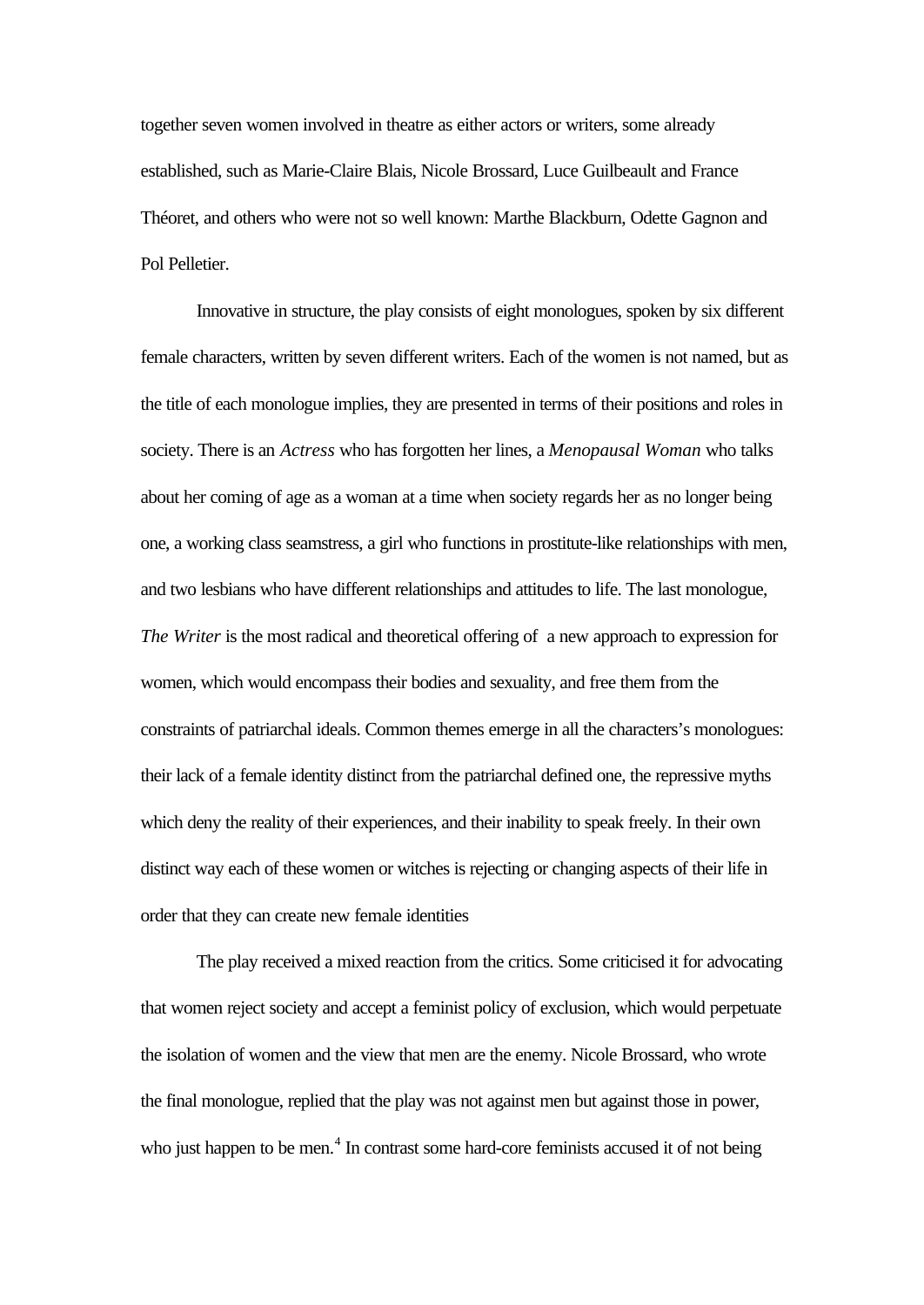together seven women involved in theatre as either actors or writers, some already established, such as Marie-Claire Blais, Nicole Brossard, Luce Guilbeault and France Théoret, and others who were not so well known: Marthe Blackburn, Odette Gagnon and Pol Pelletier.

Innovative in structure, the play consists of eight monologues, spoken by six different female characters, written by seven different writers. Each of the women is not named, but as the title of each monologue implies, they are presented in terms of their positions and roles in society. There is an *Actress* who has forgotten her lines, a *Menopausal Woman* who talks about her coming of age as a woman at a time when society regards her as no longer being one, a working class seamstress, a girl who functions in prostitute-like relationships with men, and two lesbians who have different relationships and attitudes to life. The last monologue, *The Writer* is the most radical and theoretical offering of a new approach to expression for women, which would encompass their bodies and sexuality, and free them from the constraints of patriarchal ideals. Common themes emerge in all the characters's monologues: their lack of a female identity distinct from the patriarchal defined one, the repressive myths which deny the reality of their experiences, and their inability to speak freely. In their own distinct way each of these women or witches is rejecting or changing aspects of their life in order that they can create new female identities

The play received a mixed reaction from the critics. Some criticised it for advocating that women reject society and accept a feminist policy of exclusion, which would perpetuate the isolation of women and the view that men are the enemy. Nicole Brossard, who wrote the final monologue, replied that the play was not against men but against those in power, who just happen to be men.[4] In contrast some hard-core feminists accused it of not being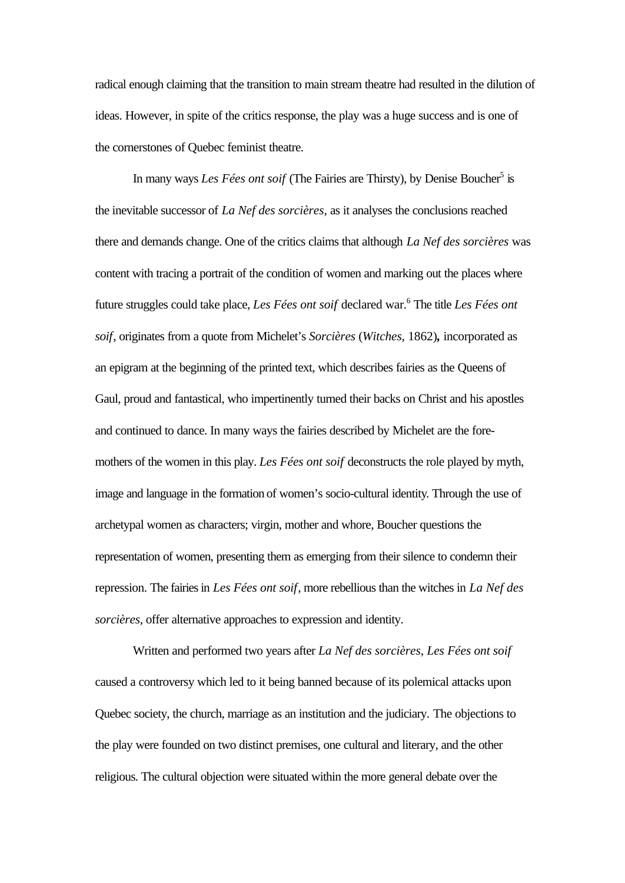radical enough claiming that the transition to main stream theatre had resulted in the dilution of ideas. However, in spite of the critics response, the play was a huge success and is one of the cornerstones of Quebec feminist theatre.

In many ways *Les Fées ont soif* (The Fairies are Thirsty), by Denise Boucher[5] is the inevitable successor of *La Nef des sorcières,* as it analyses the conclusions reached there and demands change. One of the critics claims that although *La Nef des sorcières* was content with tracing a portrait of the condition of women and marking out the places where future struggles could take place, *Les Fées ont soif* declared war.[6] The title *Les Fées ont soif*, originates from a quote from Michelet's *Sorcières* (*Witches*, 1862)**,** incorporated as an epigram at the beginning of the printed text, which describes fairies as the Queens of Gaul, proud and fantastical, who impertinently turned their backs on Christ and his apostles and continued to dance. In many ways the fairies described by Michelet are the fore-mothers of the women in this play. *Les Fées ont soif* deconstructs the role played by myth, image and language in the formation of women's socio-cultural identity. Through the use of archetypal women as characters; virgin, mother and whore, Boucher questions the representation of women, presenting them as emerging from their silence to condemn their repression. The fairies in *Les Fées ont soif*, more rebellious than the witches in *La Nef des sorcières*, offer alternative approaches to expression and identity.

Written and performed two years after *La Nef des sorcières*, *Les Fées ont soif* caused a controversy which led to it being banned because of its polemical attacks upon Quebec society, the church, marriage as an institution and the judiciary. The objections to the play were founded on two distinct premises, one cultural and literary, and the other religious. The cultural objection were situated within the more general debate over the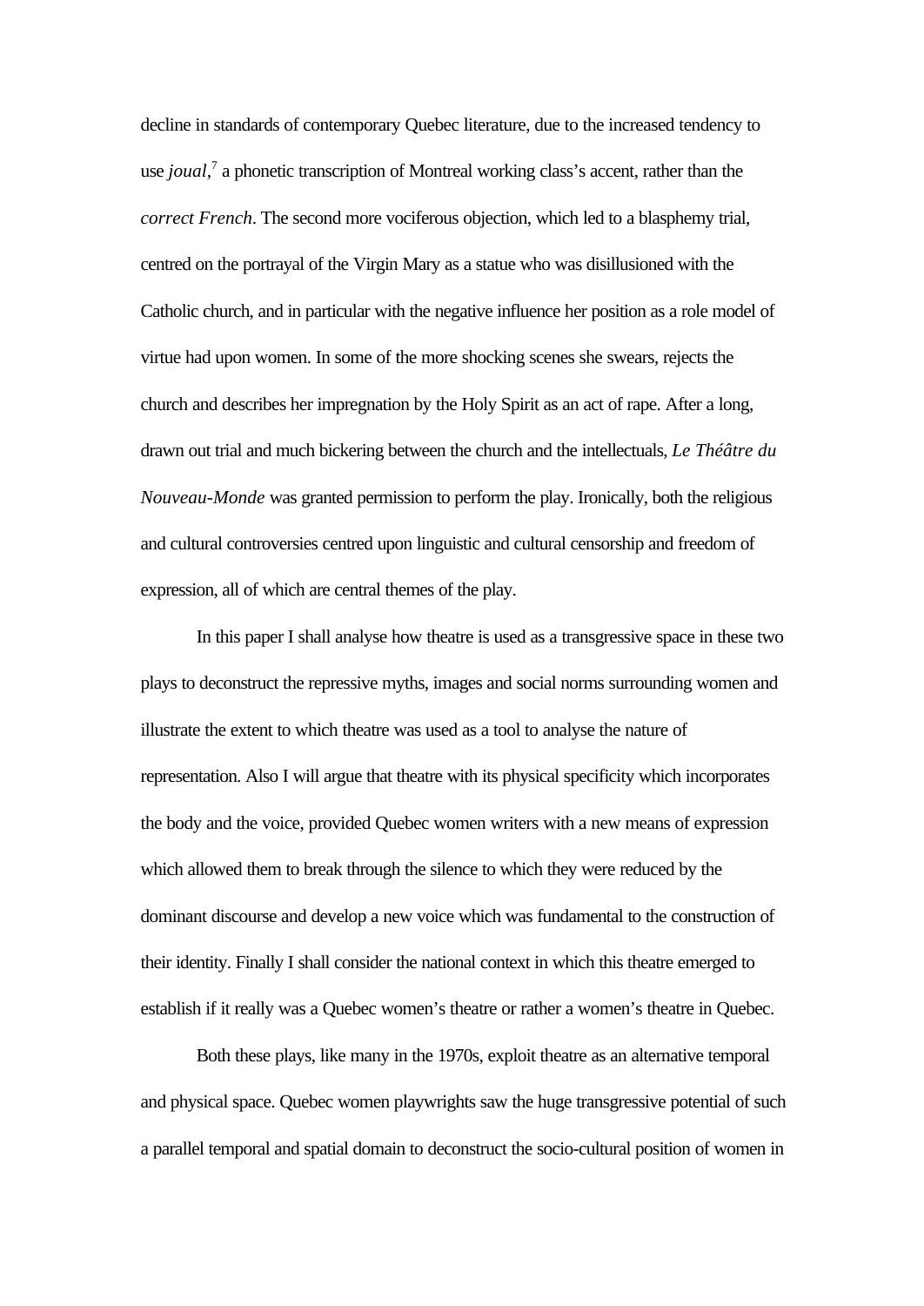decline in standards of contemporary Quebec literature, due to the increased tendency to use *joual*,[7] a phonetic transcription of Montreal working class's accent, rather than the *correct French*. The second more vociferous objection, which led to a blasphemy trial, centred on the portrayal of the Virgin Mary as a statue who was disillusioned with the Catholic church, and in particular with the negative influence her position as a role model of virtue had upon women. In some of the more shocking scenes she swears, rejects the church and describes her impregnation by the Holy Spirit as an act of rape. After a long, drawn out trial and much bickering between the church and the intellectuals, *Le Théâtre du Nouveau-Monde* was granted permission to perform the play. Ironically, both the religious and cultural controversies centred upon linguistic and cultural censorship and freedom of expression, all of which are central themes of the play.

In this paper I shall analyse how theatre is used as a transgressive space in these two plays to deconstruct the repressive myths, images and social norms surrounding women and illustrate the extent to which theatre was used as a tool to analyse the nature of representation. Also I will argue that theatre with its physical specificity which incorporates the body and the voice, provided Quebec women writers with a new means of expression which allowed them to break through the silence to which they were reduced by the dominant discourse and develop a new voice which was fundamental to the construction of their identity. Finally I shall consider the national context in which this theatre emerged to establish if it really was a Quebec women's theatre or rather a women's theatre in Quebec.

Both these plays, like many in the 1970s, exploit theatre as an alternative temporal and physical space. Quebec women playwrights saw the huge transgressive potential of such a parallel temporal and spatial domain to deconstruct the socio-cultural position of women in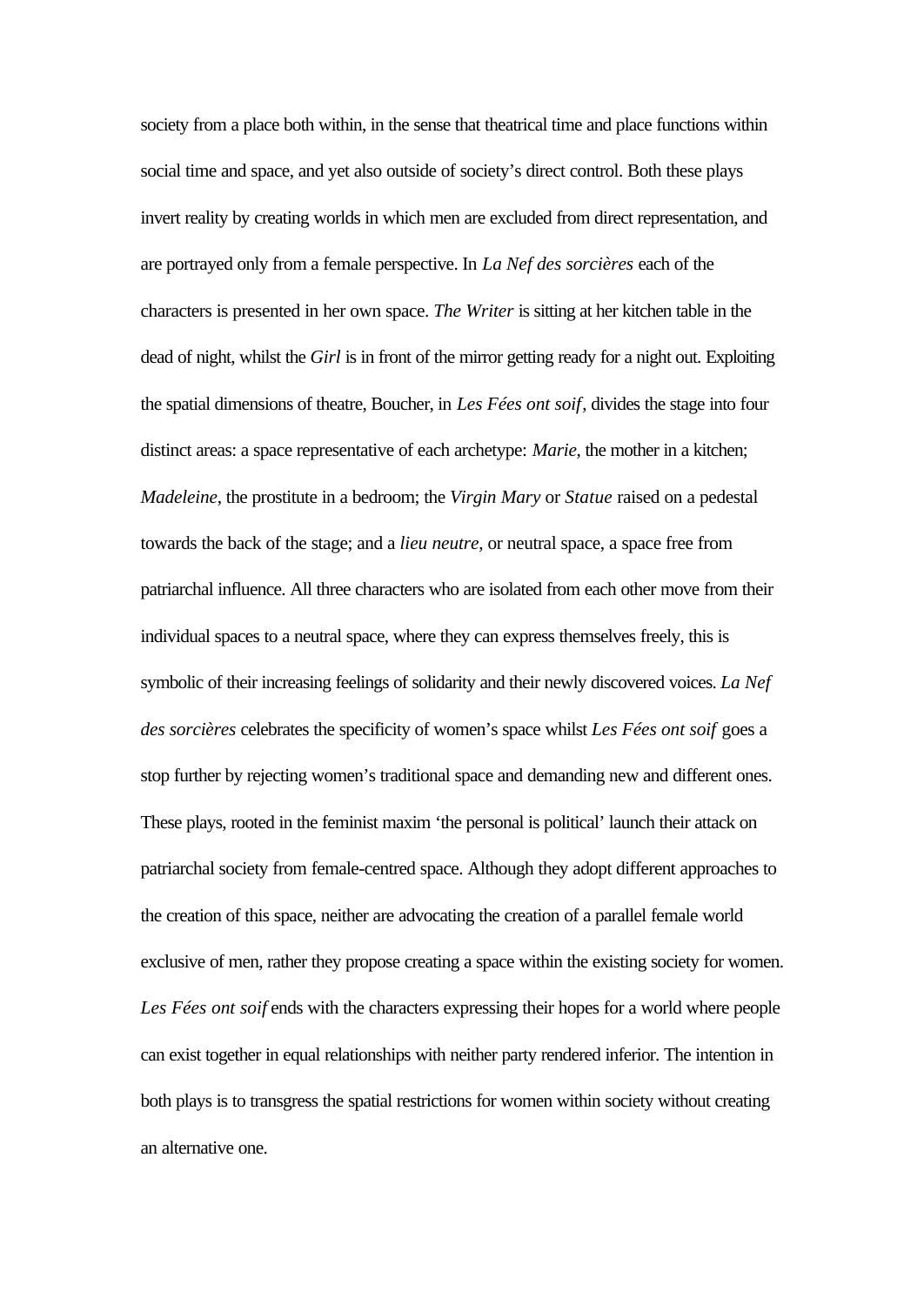society from a place both within, in the sense that theatrical time and place functions within social time and space, and yet also outside of society's direct control. Both these plays invert reality by creating worlds in which men are excluded from direct representation, and are portrayed only from a female perspective. In *La Nef des sorcières* each of the characters is presented in her own space. *The Writer* is sitting at her kitchen table in the dead of night, whilst the *Girl* is in front of the mirror getting ready for a night out. Exploiting the spatial dimensions of theatre, Boucher, in *Les Fées ont soif*, divides the stage into four distinct areas: a space representative of each archetype: *Marie*, the mother in a kitchen; *Madeleine*, the prostitute in a bedroom; the *Virgin Mary* or *Statue* raised on a pedestal towards the back of the stage; and a *lieu neutre*, or neutral space, a space free from patriarchal influence. All three characters who are isolated from each other move from their individual spaces to a neutral space, where they can express themselves freely, this is symbolic of their increasing feelings of solidarity and their newly discovered voices. *La Nef des sorcières* celebrates the specificity of women's space whilst *Les Fées ont soif* goes a stop further by rejecting women's traditional space and demanding new and different ones. These plays, rooted in the feminist maxim 'the personal is political' launch their attack on patriarchal society from female-centred space. Although they adopt different approaches to the creation of this space, neither are advocating the creation of a parallel female world exclusive of men, rather they propose creating a space within the existing society for women. *Les Fées ont soif* ends with the characters expressing their hopes for a world where people can exist together in equal relationships with neither party rendered inferior. The intention in both plays is to transgress the spatial restrictions for women within society without creating an alternative one.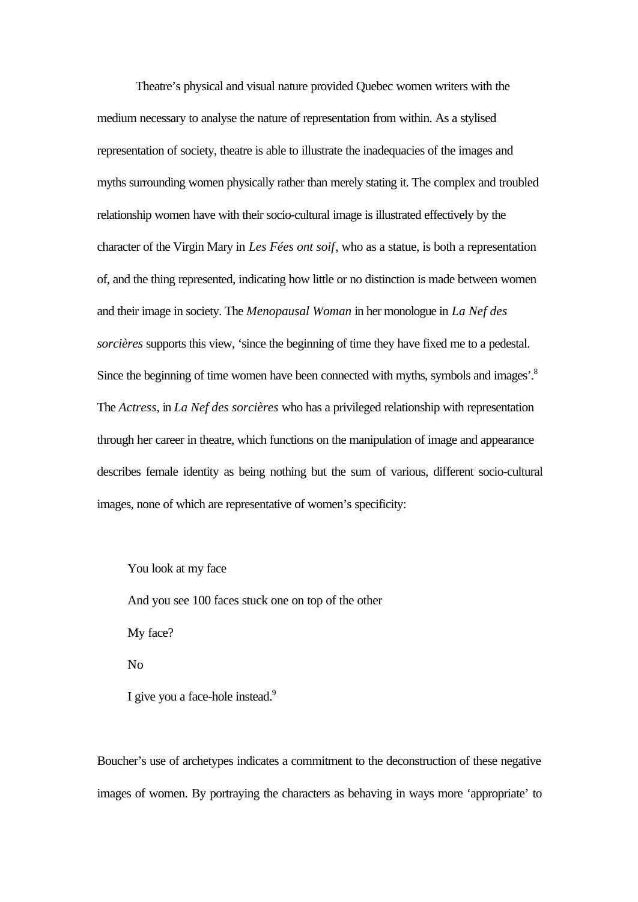Theatre's physical and visual nature provided Quebec women writers with the medium necessary to analyse the nature of representation from within. As a stylised representation of society, theatre is able to illustrate the inadequacies of the images and myths surrounding women physically rather than merely stating it. The complex and troubled relationship women have with their socio-cultural image is illustrated effectively by the character of the Virgin Mary in *Les Fées ont soif*, who as a statue, is both a representation of, and the thing represented, indicating how little or no distinction is made between women and their image in society. The *Menopausal Woman* in her monologue in *La Nef des sorcières* supports this view, 'since the beginning of time they have fixed me to a pedestal. Since the beginning of time women have been connected with myths, symbols and images'.[8] The *Actress,* in *La Nef des sorcières* who has a privileged relationship with representation through her career in theatre, which functions on the manipulation of image and appearance describes female identity as being nothing but the sum of various, different socio-cultural images, none of which are representative of women's specificity:

> You look at my face
>
> And you see 100 faces stuck one on top of the other
>
> My face?
>
> No
>
> I give you a face-hole instead.[9]

Boucher's use of archetypes indicates a commitment to the deconstruction of these negative images of women. By portraying the characters as behaving in ways more 'appropriate' to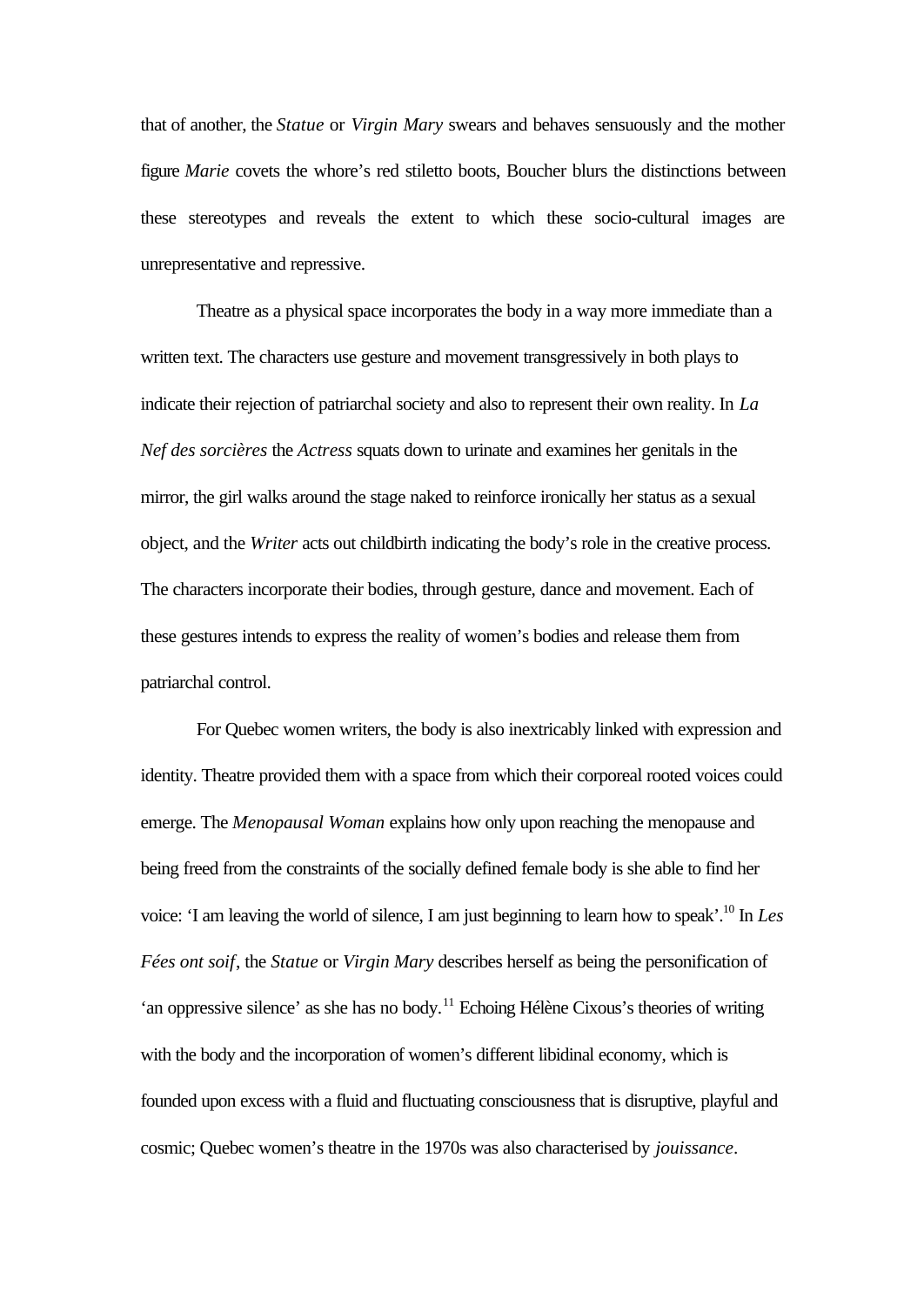that of another, the *Statue* or *Virgin Mary* swears and behaves sensuously and the mother figure *Marie* covets the whore's red stiletto boots, Boucher blurs the distinctions between these stereotypes and reveals the extent to which these socio-cultural images are unrepresentative and repressive.

Theatre as a physical space incorporates the body in a way more immediate than a written text. The characters use gesture and movement transgressively in both plays to indicate their rejection of patriarchal society and also to represent their own reality. In *La Nef des sorcières* the *Actress* squats down to urinate and examines her genitals in the mirror, the girl walks around the stage naked to reinforce ironically her status as a sexual object, and the *Writer* acts out childbirth indicating the body's role in the creative process. The characters incorporate their bodies, through gesture, dance and movement. Each of these gestures intends to express the reality of women's bodies and release them from patriarchal control.

For Quebec women writers, the body is also inextricably linked with expression and identity. Theatre provided them with a space from which their corporeal rooted voices could emerge. The *Menopausal Woman* explains how only upon reaching the menopause and being freed from the constraints of the socially defined female body is she able to find her voice: 'I am leaving the world of silence, I am just beginning to learn how to speak'.[10] In *Les Fées ont soif*, the *Statue* or *Virgin Mary* describes herself as being the personification of 'an oppressive silence' as she has no body.[11] Echoing Hélène Cixous's theories of writing with the body and the incorporation of women's different libidinal economy, which is founded upon excess with a fluid and fluctuating consciousness that is disruptive, playful and cosmic; Quebec women's theatre in the 1970s was also characterised by *jouissance*.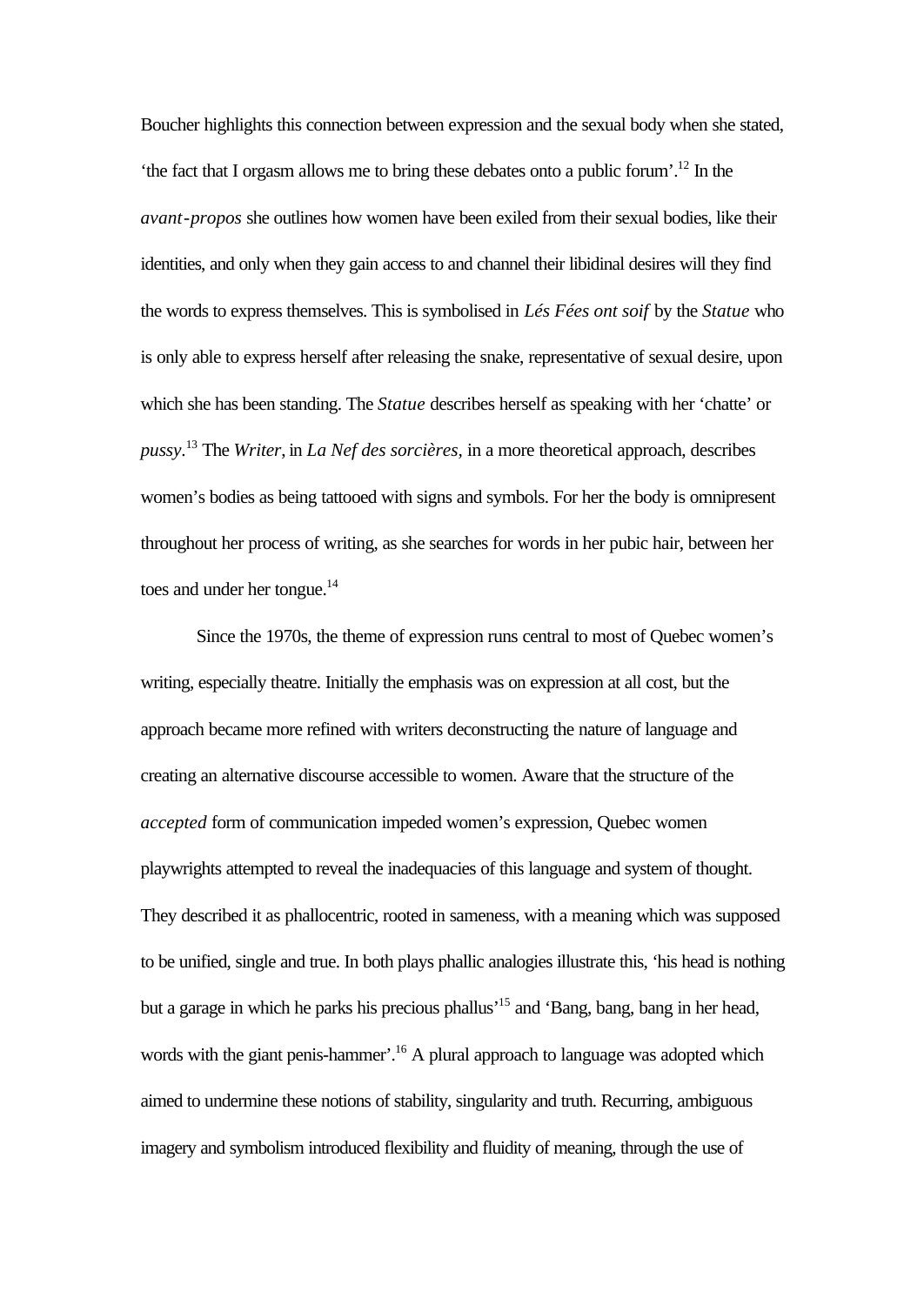Boucher highlights this connection between expression and the sexual body when she stated, 'the fact that I orgasm allows me to bring these debates onto a public forum'.[12] In the *avant-propos* she outlines how women have been exiled from their sexual bodies, like their identities, and only when they gain access to and channel their libidinal desires will they find the words to express themselves. This is symbolised in *Lés Fées ont soif* by the *Statue* who is only able to express herself after releasing the snake, representative of sexual desire, upon which she has been standing. The *Statue* describes herself as speaking with her 'chatte' or *pussy*.[13] The *Writer*, in *La Nef des sorcières*, in a more theoretical approach, describes women's bodies as being tattooed with signs and symbols. For her the body is omnipresent throughout her process of writing, as she searches for words in her pubic hair, between her toes and under her tongue.[14]

Since the 1970s, the theme of expression runs central to most of Quebec women's writing, especially theatre. Initially the emphasis was on expression at all cost, but the approach became more refined with writers deconstructing the nature of language and creating an alternative discourse accessible to women. Aware that the structure of the *accepted* form of communication impeded women's expression, Quebec women playwrights attempted to reveal the inadequacies of this language and system of thought. They described it as phallocentric, rooted in sameness, with a meaning which was supposed to be unified, single and true. In both plays phallic analogies illustrate this, 'his head is nothing but a garage in which he parks his precious phallus'[15] and 'Bang, bang, bang in her head, words with the giant penis-hammer'.[16] A plural approach to language was adopted which aimed to undermine these notions of stability, singularity and truth. Recurring, ambiguous imagery and symbolism introduced flexibility and fluidity of meaning, through the use of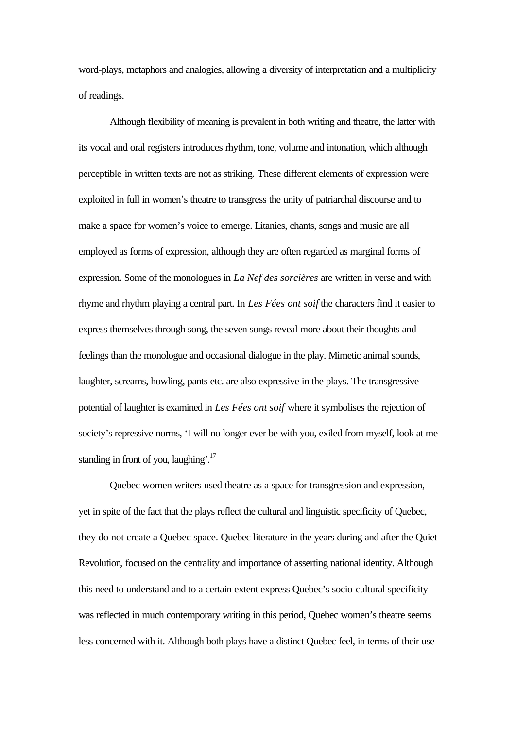word-plays, metaphors and analogies, allowing a diversity of interpretation and a multiplicity of readings.

Although flexibility of meaning is prevalent in both writing and theatre, the latter with its vocal and oral registers introduces rhythm, tone, volume and intonation, which although perceptible in written texts are not as striking. These different elements of expression were exploited in full in women's theatre to transgress the unity of patriarchal discourse and to make a space for women's voice to emerge. Litanies, chants, songs and music are all employed as forms of expression, although they are often regarded as marginal forms of expression. Some of the monologues in *La Nef des sorcières* are written in verse and with rhyme and rhythm playing a central part. In *Les Fées ont soif* the characters find it easier to express themselves through song, the seven songs reveal more about their thoughts and feelings than the monologue and occasional dialogue in the play. Mimetic animal sounds, laughter, screams, howling, pants etc. are also expressive in the plays. The transgressive potential of laughter is examined in *Les Fées ont soif* where it symbolises the rejection of society's repressive norms, 'I will no longer ever be with you, exiled from myself, look at me standing in front of you, laughing'.[17]

Quebec women writers used theatre as a space for transgression and expression, yet in spite of the fact that the plays reflect the cultural and linguistic specificity of Quebec, they do not create a Quebec space. Quebec literature in the years during and after the Quiet Revolution, focused on the centrality and importance of asserting national identity. Although this need to understand and to a certain extent express Quebec's socio-cultural specificity was reflected in much contemporary writing in this period, Quebec women's theatre seems less concerned with it. Although both plays have a distinct Quebec feel, in terms of their use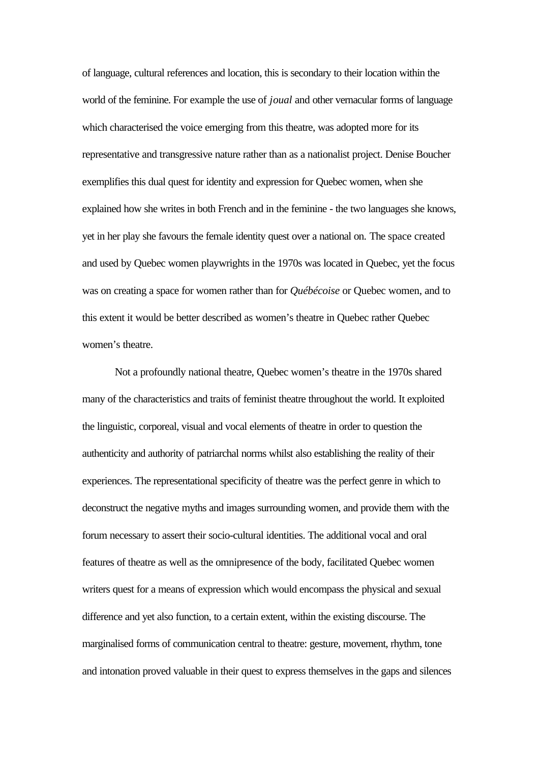of language, cultural references and location, this is secondary to their location within the world of the feminine. For example the use of *joual* and other vernacular forms of language which characterised the voice emerging from this theatre, was adopted more for its representative and transgressive nature rather than as a nationalist project. Denise Boucher exemplifies this dual quest for identity and expression for Quebec women, when she explained how she writes in both French and in the feminine - the two languages she knows, yet in her play she favours the female identity quest over a national on. The space created and used by Quebec women playwrights in the 1970s was located in Quebec, yet the focus was on creating a space for women rather than for *Québécoise* or Quebec women, and to this extent it would be better described as women's theatre in Quebec rather Quebec women's theatre.

Not a profoundly national theatre, Quebec women's theatre in the 1970s shared many of the characteristics and traits of feminist theatre throughout the world. It exploited the linguistic, corporeal, visual and vocal elements of theatre in order to question the authenticity and authority of patriarchal norms whilst also establishing the reality of their experiences. The representational specificity of theatre was the perfect genre in which to deconstruct the negative myths and images surrounding women, and provide them with the forum necessary to assert their socio-cultural identities. The additional vocal and oral features of theatre as well as the omnipresence of the body, facilitated Quebec women writers quest for a means of expression which would encompass the physical and sexual difference and yet also function, to a certain extent, within the existing discourse. The marginalised forms of communication central to theatre: gesture, movement, rhythm, tone and intonation proved valuable in their quest to express themselves in the gaps and silences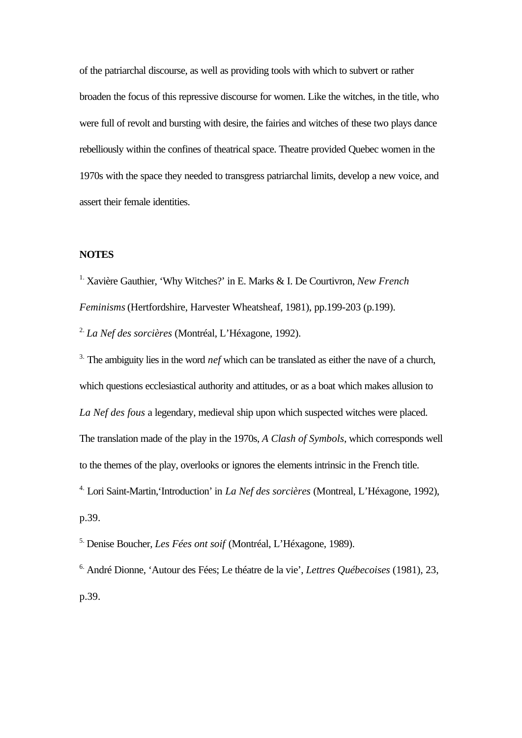of the patriarchal discourse, as well as providing tools with which to subvert or rather broaden the focus of this repressive discourse for women. Like the witches, in the title, who were full of revolt and bursting with desire, the fairies and witches of these two plays dance rebelliously within the confines of theatrical space. Theatre provided Quebec women in the 1970s with the space they needed to transgress patriarchal limits, develop a new voice, and assert their female identities.

**NOTES**

1. Xavière Gauthier, 'Why Witches?' in E. Marks & I. De Courtivron, *New French Feminisms* (Hertfordshire, Harvester Wheatsheaf, 1981), pp.199-203 (p.199).

2. *La Nef des sorcières* (Montréal, L'Héxagone, 1992).

3. The ambiguity lies in the word *nef* which can be translated as either the nave of a church, which questions ecclesiastical authority and attitudes, or as a boat which makes allusion to *La Nef des fous* a legendary, medieval ship upon which suspected witches were placed. The translation made of the play in the 1970s, *A Clash of Symbols*, which corresponds well to the themes of the play, overlooks or ignores the elements intrinsic in the French title.

4. Lori Saint-Martin,'Introduction' in *La Nef des sorcières* (Montreal, L'Héxagone, 1992), p.39.

5. Denise Boucher, *Les Fées ont soif* (Montréal, L'Héxagone, 1989).

6. André Dionne, 'Autour des Fées; Le théatre de la vie', *Lettres Québecoises* (1981), 23, p.39.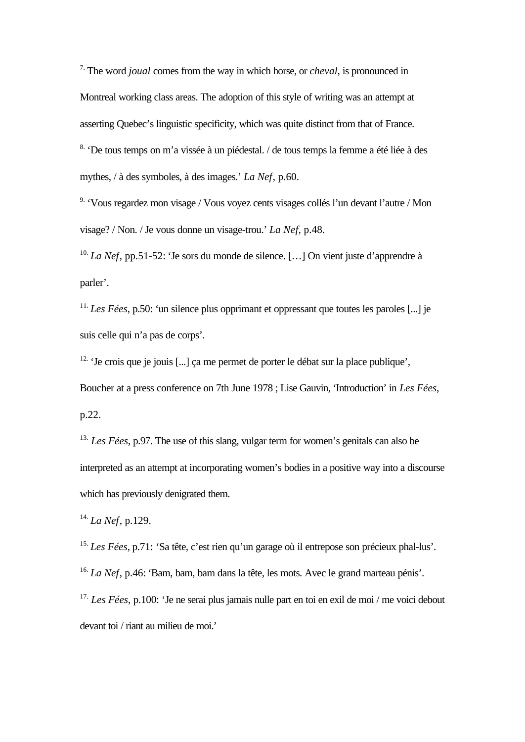[7.] The word *joual* comes from the way in which horse, or *cheval*, is pronounced in Montreal working class areas. The adoption of this style of writing was an attempt at asserting Quebec's linguistic specificity, which was quite distinct from that of France.

[8.] 'De tous temps on m'a vissée à un piédestal. / de tous temps la femme a été liée à des mythes, / à des symboles, à des images.' *La Nef*, p.60.

[9.] 'Vous regardez mon visage / Vous voyez cents visages collés l'un devant l'autre / Mon visage? / Non. / Je vous donne un visage-trou.' *La Nef,* p.48.

[10.] *La Nef*, pp.51-52: 'Je sors du monde de silence. […] On vient juste d'apprendre à parler'.

[11.] *Les Fées*, p.50: 'un silence plus opprimant et oppressant que toutes les paroles [...] je suis celle qui n'a pas de corps'.

[12.] 'Je crois que je jouis [...] ça me permet de porter le débat sur la place publique', Boucher at a press conference on 7th June 1978 ; Lise Gauvin, 'Introduction' in *Les Fées*, p.22.

[13.] *Les Fées*, p.97. The use of this slang, vulgar term for women's genitals can also be interpreted as an attempt at incorporating women's bodies in a positive way into a discourse which has previously denigrated them.

[14.] *La Nef*, p.129.

[15.] *Les Fées*, p.71: 'Sa tête, c'est rien qu'un garage où il entrepose son précieux phal-lus'.

[16.] *La Nef*, p.46: 'Bam, bam, bam dans la tête, les mots. Avec le grand marteau pénis'.

[17.] *Les Fées*, p.100: 'Je ne serai plus jamais nulle part en toi en exil de moi / me voici debout devant toi / riant au milieu de moi.'